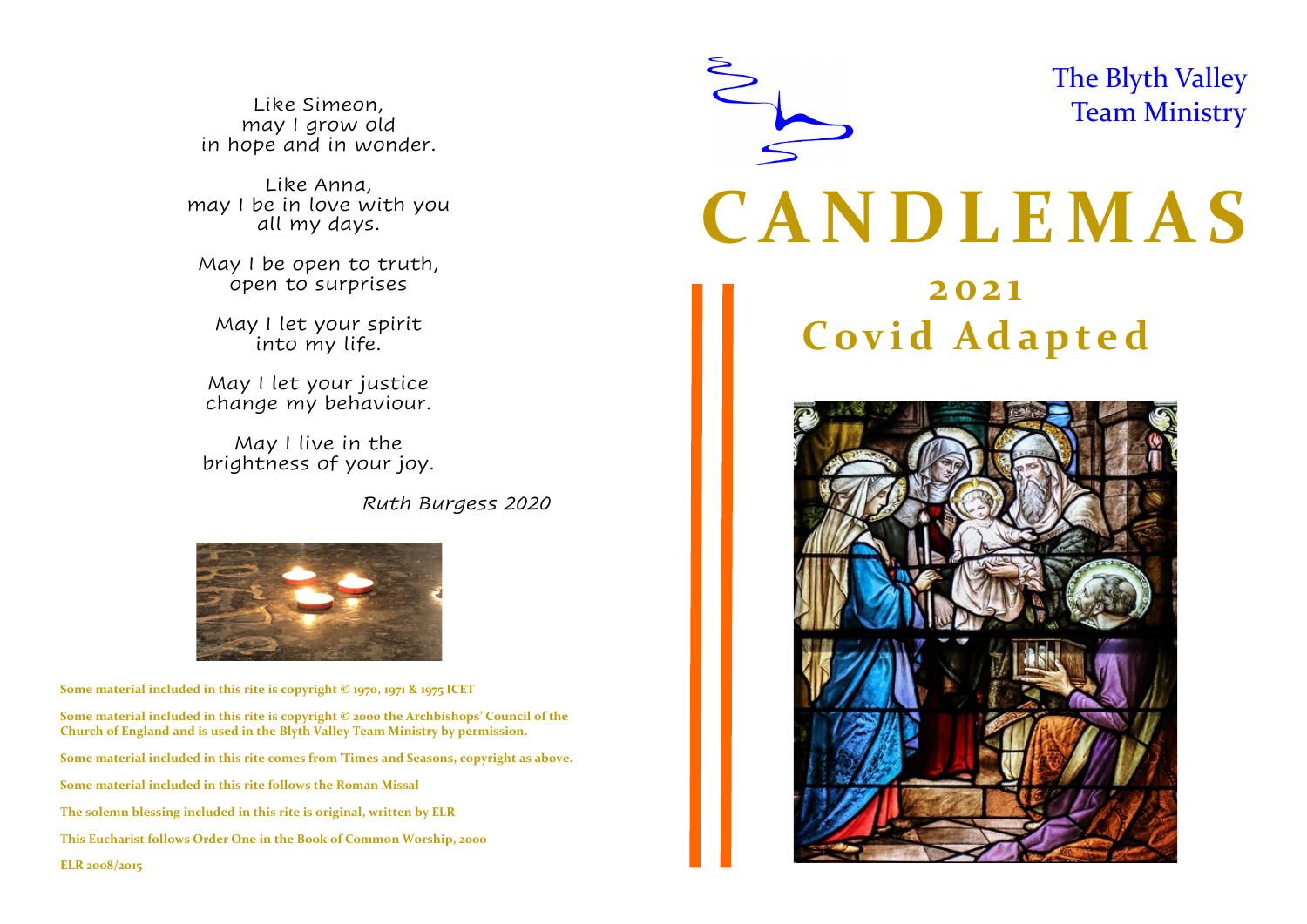Like Simeon,
may I grow old
in hope and in wonder.

Like Anna,
may I be in love with you
all my days.

May I be open to truth,
open to surprises

May I let your spirit
into my life.

May I let your justice
change my behaviour.

May I live in the
brightness of your joy.

*Ruth Burgess 2020*

**Some material included in this rite is copyright © 1970, 1971 & 1975 ICET**

**Some material included in this rite is copyright © 2000 the Archbishops' Council of the Church of England and is used in the Blyth Valley Team Ministry by permission.**

**Some material included in this rite comes from 'Times and Seasons, copyright as above.**

**Some material included in this rite follows the Roman Missal**

**The solemn blessing included in this rite is original, written by ELR**

**This Eucharist follows Order One in the Book of Common Worship, 2000**

**ELR 2008/2015**

The Blyth Valley
Team Ministry

# CANDLEMAS

## 2021
## Covid Adapted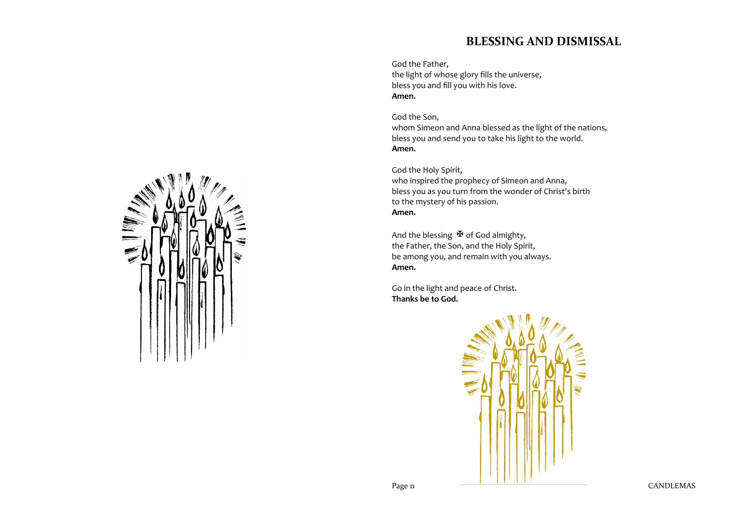## BLESSING AND DISMISSAL

God the Father,
the light of whose glory fills the universe,
bless you and fill you with his love.
**Amen.**

God the Son,
whom Simeon and Anna blessed as the light of the nations,
bless you and send you to take his light to the world.
**Amen.**

God the Holy Spirit,
who inspired the prophecy of Simeon and Anna,
bless you as you turn from the wonder of Christ's birth
to the mystery of his passion.
**Amen.**

And the blessing ✠ of God almighty,
the Father, the Son, and the Holy Spirit,
be among you, and remain with you always.
**Amen.**

Go in the light and peace of Christ.
**Thanks be to God.**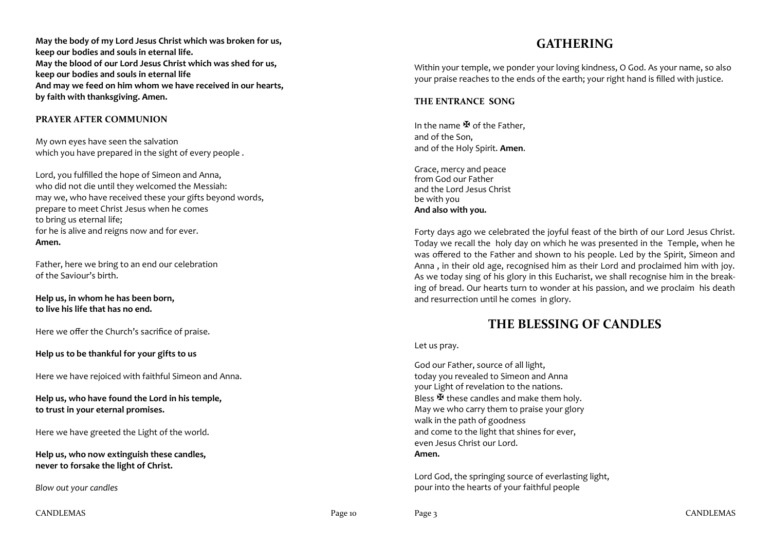**May the body of my Lord Jesus Christ which was broken for us,**
**keep our bodies and souls in eternal life.**
**May the blood of our Lord Jesus Christ which was shed for us,**
**keep our bodies and souls in eternal life**
**And may we feed on him whom we have received in our hearts,**
**by faith with thanksgiving. Amen.**

### PRAYER AFTER COMMUNION

My own eyes have seen the salvation
which you have prepared in the sight of every people .

Lord, you fulfilled the hope of Simeon and Anna,
who did not die until they welcomed the Messiah:
may we, who have received these your gifts beyond words,
prepare to meet Christ Jesus when he comes
to bring us eternal life;
for he is alive and reigns now and for ever.
**Amen.**

Father, here we bring to an end our celebration
of the Saviour's birth.

**Help us, in whom he has been born,**
**to live his life that has no end.**

Here we offer the Church's sacrifice of praise.

**Help us to be thankful for your gifts to us**

Here we have rejoiced with faithful Simeon and Anna.

**Help us, who have found the Lord in his temple,**
**to trust in your eternal promises.**

Here we have greeted the Light of the world.

**Help us, who now extinguish these candles,**
**never to forsake the light of Christ.**

*Blow out your candles*

## GATHERING

Within your temple, we ponder your loving kindness, O God. As your name, so also your praise reaches to the ends of the earth; your right hand is filled with justice.

### THE ENTRANCE SONG

In the name ✠ of the Father,
and of the Son,
and of the Holy Spirit. **Amen**.

Grace, mercy and peace
from God our Father
and the Lord Jesus Christ
be with you
**And also with you.**

Forty days ago we celebrated the joyful feast of the birth of our Lord Jesus Christ. Today we recall the holy day on which he was presented in the Temple, when he was offered to the Father and shown to his people. Led by the Spirit, Simeon and Anna , in their old age, recognised him as their Lord and proclaimed him with joy. As we today sing of his glory in this Eucharist, we shall recognise him in the breaking of bread. Our hearts turn to wonder at his passion, and we proclaim his death and resurrection until he comes in glory.

## THE BLESSING OF CANDLES

Let us pray.

God our Father, source of all light,
today you revealed to Simeon and Anna
your Light of revelation to the nations.
Bless ✠ these candles and make them holy.
May we who carry them to praise your glory
walk in the path of goodness
and come to the light that shines for ever,
even Jesus Christ our Lord.
**Amen.**

Lord God, the springing source of everlasting light,
pour into the hearts of your faithful people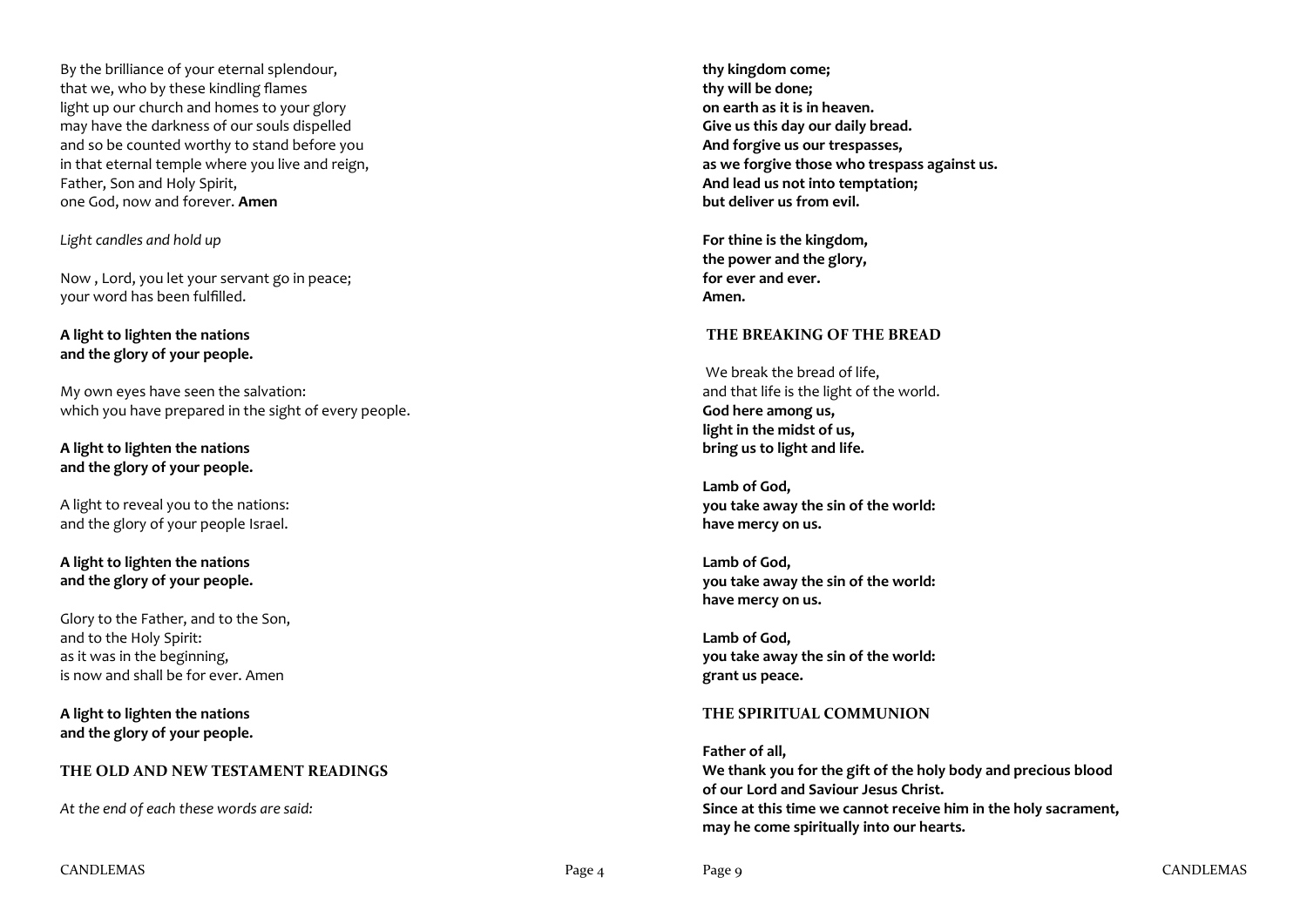By the brilliance of your eternal splendour,
that we, who by these kindling flames
light up our church and homes to your glory
may have the darkness of our souls dispelled
and so be counted worthy to stand before you
in that eternal temple where you live and reign,
Father, Son and Holy Spirit,
one God, now and forever. **Amen**

*Light candles and hold up*

Now , Lord, you let your servant go in peace;
your word has been fulfilled.

**A light to lighten the nations
and the glory of your people.**

My own eyes have seen the salvation:
which you have prepared in the sight of every people.

**A light to lighten the nations
and the glory of your people.**

A light to reveal you to the nations:
and the glory of your people Israel.

**A light to lighten the nations
and the glory of your people.**

Glory to the Father, and to the Son,
and to the Holy Spirit:
as it was in the beginning,
is now and shall be for ever. Amen

**A light to lighten the nations
and the glory of your people.**

## THE OLD AND NEW TESTAMENT READINGS

*At the end of each these words are said:*

**thy kingdom come;
thy will be done;
on earth as it is in heaven.
Give us this day our daily bread.
And forgive us our trespasses,
as we forgive those who trespass against us.
And lead us not into temptation;
but deliver us from evil.**

**For thine is the kingdom,
the power and the glory,
for ever and ever.
Amen.**

## THE BREAKING OF THE BREAD

We break the bread of life,
and that life is the light of the world.
**God here among us,
light in the midst of us,
bring us to light and life.**

**Lamb of God,
you take away the sin of the world:
have mercy on us.**

**Lamb of God,
you take away the sin of the world:
have mercy on us.**

**Lamb of God,
you take away the sin of the world:
grant us peace.**

## THE SPIRITUAL COMMUNION

**Father of all,
We thank you for the gift of the holy body and precious blood
of our Lord and Saviour Jesus Christ.
Since at this time we cannot receive him in the holy sacrament,
may he come spiritually into our hearts.**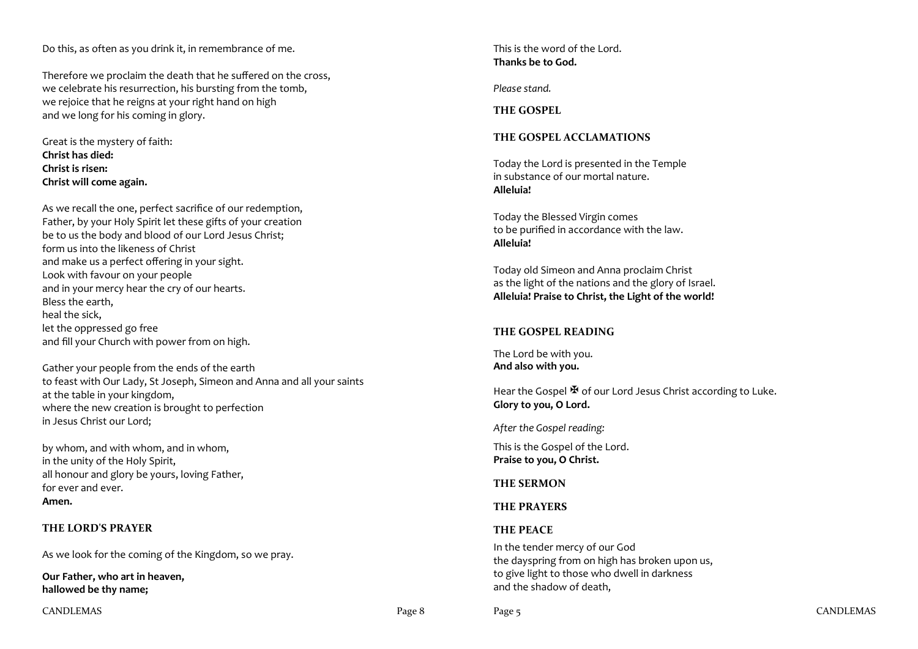Do this, as often as you drink it, in remembrance of me.

Therefore we proclaim the death that he suffered on the cross,
we celebrate his resurrection, his bursting from the tomb,
we rejoice that he reigns at your right hand on high
and we long for his coming in glory.

Great is the mystery of faith:
**Christ has died:**
**Christ is risen:**
**Christ will come again.**

As we recall the one, perfect sacrifice of our redemption,
Father, by your Holy Spirit let these gifts of your creation
be to us the body and blood of our Lord Jesus Christ;
form us into the likeness of Christ
and make us a perfect offering in your sight.
Look with favour on your people
and in your mercy hear the cry of our hearts.
Bless the earth,
heal the sick,
let the oppressed go free
and fill your Church with power from on high.

Gather your people from the ends of the earth
to feast with Our Lady, St Joseph, Simeon and Anna and all your saints
at the table in your kingdom,
where the new creation is brought to perfection
in Jesus Christ our Lord;

by whom, and with whom, and in whom,
in the unity of the Holy Spirit,
all honour and glory be yours, loving Father,
for ever and ever.
**Amen.**

## THE LORD'S PRAYER

As we look for the coming of the Kingdom, so we pray.

**Our Father, who art in heaven,**
**hallowed be thy name;**

This is the word of the Lord.
**Thanks be to God.**

*Please stand.*

## THE GOSPEL

## THE GOSPEL ACCLAMATIONS

Today the Lord is presented in the Temple
in substance of our mortal nature.
**Alleluia!**

Today the Blessed Virgin comes
to be purified in accordance with the law.
**Alleluia!**

Today old Simeon and Anna proclaim Christ
as the light of the nations and the glory of Israel.
**Alleluia! Praise to Christ, the Light of the world!**

## THE GOSPEL READING

The Lord be with you.
**And also with you.**

Hear the Gospel ✠ of our Lord Jesus Christ according to Luke.
**Glory to you, O Lord.**

*After the Gospel reading:*

This is the Gospel of the Lord.
**Praise to you, O Christ.**

## THE SERMON

## THE PRAYERS

## THE PEACE

In the tender mercy of our God
the dayspring from on high has broken upon us,
to give light to those who dwell in darkness
and the shadow of death,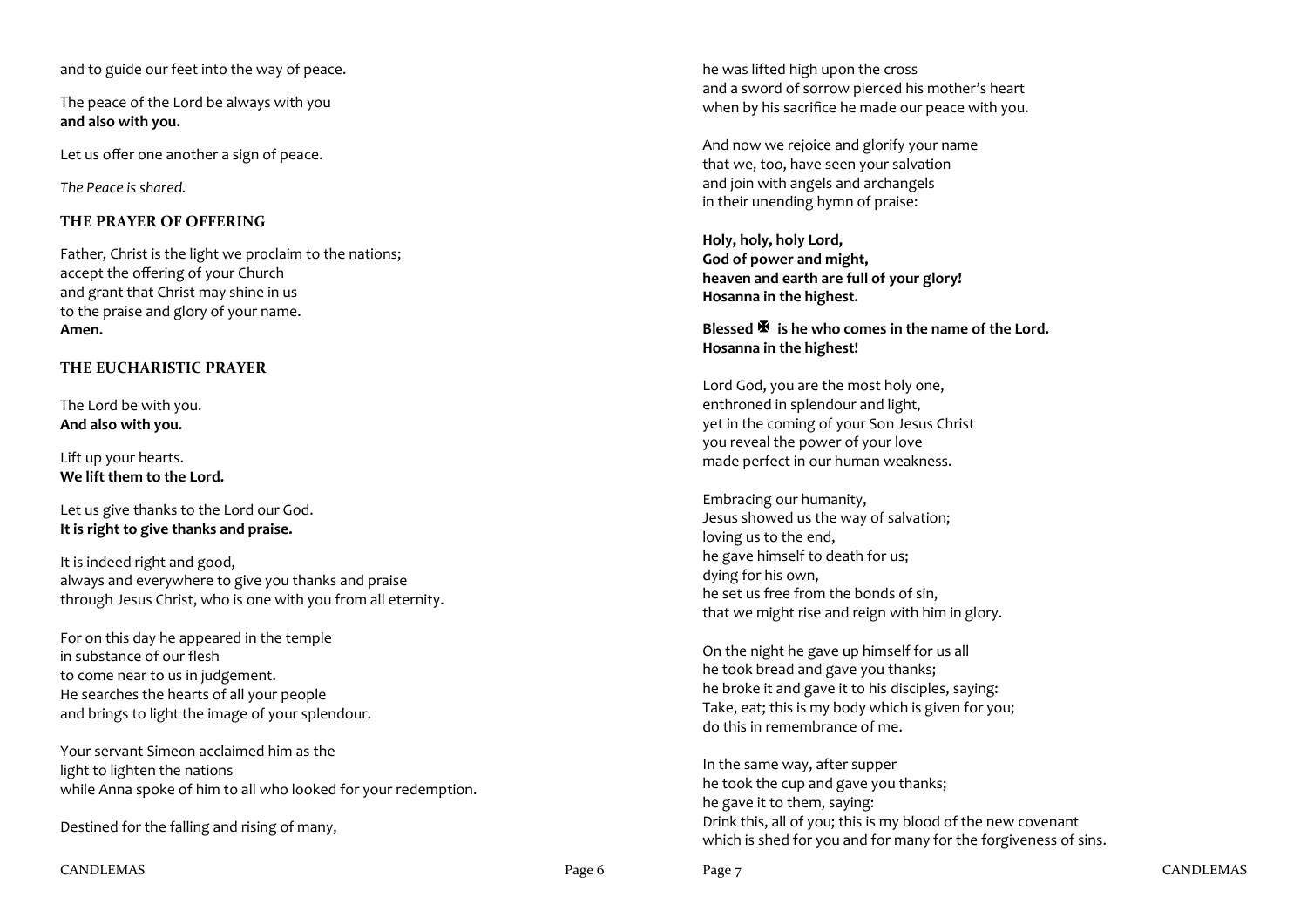and to guide our feet into the way of peace.

The peace of the Lord be always with you
**and also with you.**

Let us offer one another a sign of peace.

*The Peace is shared.*

### THE PRAYER OF OFFERING

Father, Christ is the light we proclaim to the nations;
accept the offering of your Church
and grant that Christ may shine in us
to the praise and glory of your name.
**Amen.**

### THE EUCHARISTIC PRAYER

The Lord be with you.
**And also with you.**

Lift up your hearts.
**We lift them to the Lord.**

Let us give thanks to the Lord our God.
**It is right to give thanks and praise.**

It is indeed right and good,
always and everywhere to give you thanks and praise
through Jesus Christ, who is one with you from all eternity.

For on this day he appeared in the temple
in substance of our flesh
to come near to us in judgement.
He searches the hearts of all your people
and brings to light the image of your splendour.

Your servant Simeon acclaimed him as the
light to lighten the nations
while Anna spoke of him to all who looked for your redemption.

Destined for the falling and rising of many,
he was lifted high upon the cross
and a sword of sorrow pierced his mother's heart
when by his sacrifice he made our peace with you.

And now we rejoice and glorify your name
that we, too, have seen your salvation
and join with angels and archangels
in their unending hymn of praise:

**Holy, holy, holy Lord,
God of power and might,
heaven and earth are full of your glory!
Hosanna in the highest.**

**Blessed ✠ is he who comes in the name of the Lord.
Hosanna in the highest!**

Lord God, you are the most holy one,
enthroned in splendour and light,
yet in the coming of your Son Jesus Christ
you reveal the power of your love
made perfect in our human weakness.

Embracing our humanity,
Jesus showed us the way of salvation;
loving us to the end,
he gave himself to death for us;
dying for his own,
he set us free from the bonds of sin,
that we might rise and reign with him in glory.

On the night he gave up himself for us all
he took bread and gave you thanks;
he broke it and gave it to his disciples, saying:
Take, eat; this is my body which is given for you;
do this in remembrance of me.

In the same way, after supper
he took the cup and gave you thanks;
he gave it to them, saying:
Drink this, all of you; this is my blood of the new covenant
which is shed for you and for many for the forgiveness of sins.